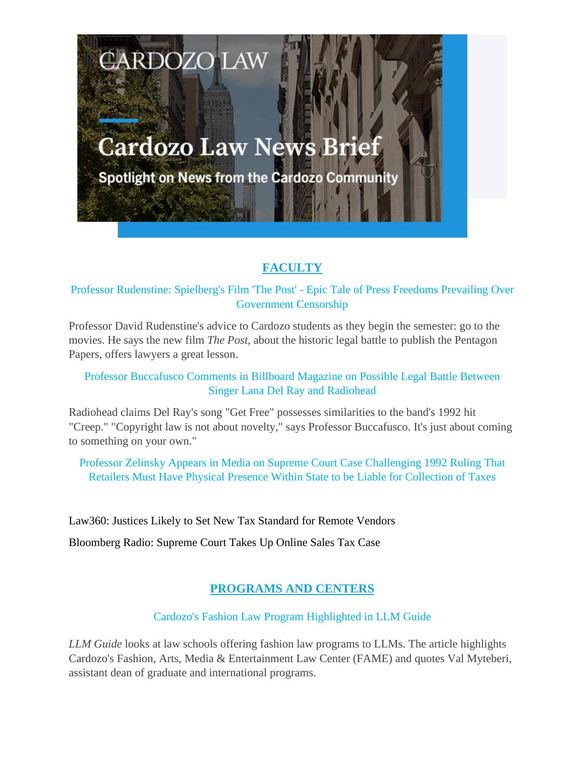# Cardozo Law News Brief

Spotlight on News from the Cardozo Community

## FACULTY

### Professor Rudenstine: Spielberg's Film 'The Post' - Epic Tale of Press Freedoms Prevailing Over Government Censorship

Professor David Rudenstine's advice to Cardozo students as they begin the semester: go to the movies. He says the new film *The Post*, about the historic legal battle to publish the Pentagon Papers, offers lawyers a great lesson.

### Professor Buccafusco Comments in Billboard Magazine on Possible Legal Battle Between Singer Lana Del Ray and Radiohead

Radiohead claims Del Ray's song "Get Free" possesses similarities to the band's 1992 hit "Creep." "Copyright law is not about novelty," says Professor Buccafusco. It's just about coming to something on your own."

### Professor Zelinsky Appears in Media on Supreme Court Case Challenging 1992 Ruling That Retailers Must Have Physical Presence Within State to be Liable for Collection of Taxes

Law360: Justices Likely to Set New Tax Standard for Remote Vendors

Bloomberg Radio: Supreme Court Takes Up Online Sales Tax Case

## PROGRAMS AND CENTERS

### Cardozo's Fashion Law Program Highlighted in LLM Guide

*LLM Guide* looks at law schools offering fashion law programs to LLMs. The article highlights Cardozo's Fashion, Arts, Media & Entertainment Law Center (FAME) and quotes Val Myteberi, assistant dean of graduate and international programs.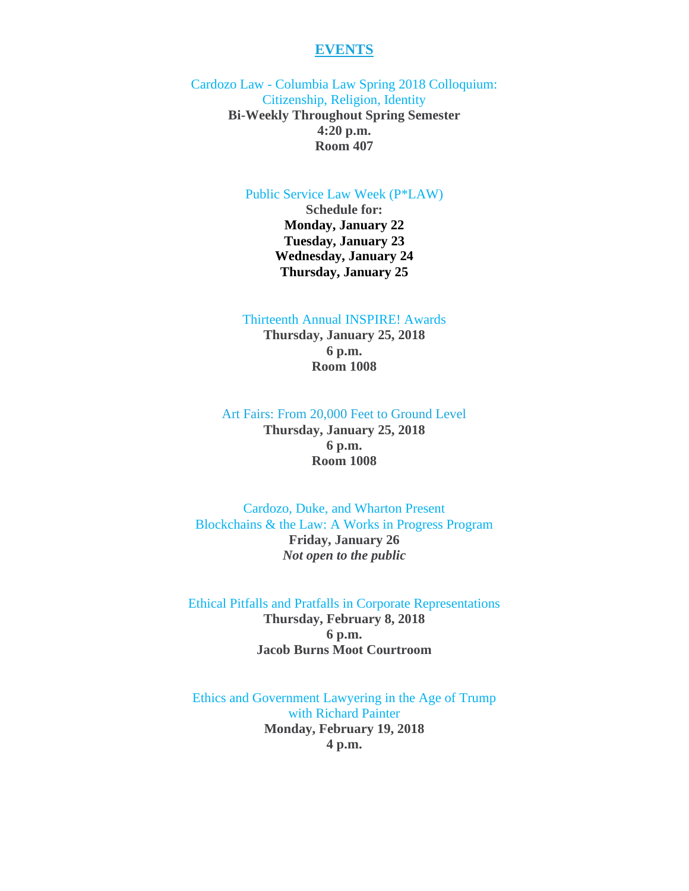## EVENTS

Cardozo Law - Columbia Law Spring 2018 Colloquium: Citizenship, Religion, Identity
**Bi-Weekly Throughout Spring Semester**
**4:20 p.m.**
**Room 407**

Public Service Law Week (P*LAW)
**Schedule for:**
**Monday, January 22**
**Tuesday, January 23**
**Wednesday, January 24**
**Thursday, January 25**

Thirteenth Annual INSPIRE! Awards
**Thursday, January 25, 2018**
**6 p.m.**
**Room 1008**

Art Fairs: From 20,000 Feet to Ground Level
**Thursday, January 25, 2018**
**6 p.m.**
**Room 1008**

Cardozo, Duke, and Wharton Present
Blockchains & the Law: A Works in Progress Program
**Friday, January 26**
***Not open to the public***

Ethical Pitfalls and Pratfalls in Corporate Representations
**Thursday, February 8, 2018**
**6 p.m.**
**Jacob Burns Moot Courtroom**

Ethics and Government Lawyering in the Age of Trump with Richard Painter
**Monday, February 19, 2018**
**4 p.m.**